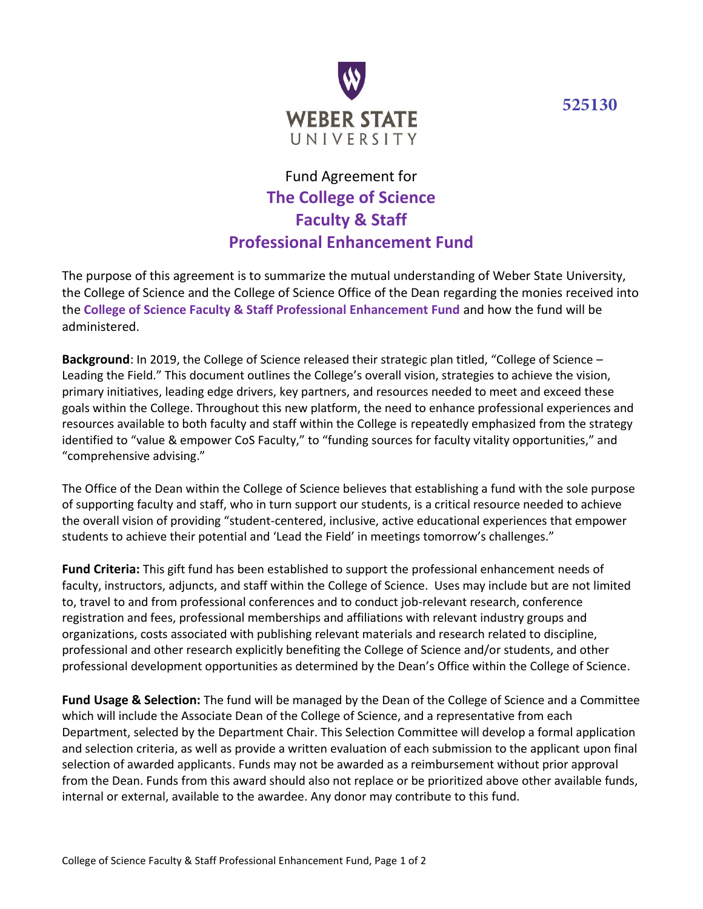WEBER STATE UNIVERSITY

525130

# Fund Agreement for
# The College of Science Faculty & Staff Professional Enhancement Fund

The purpose of this agreement is to summarize the mutual understanding of Weber State University, the College of Science and the College of Science Office of the Dean regarding the monies received into the **College of Science Faculty & Staff Professional Enhancement Fund** and how the fund will be administered.

**Background**: In 2019, the College of Science released their strategic plan titled, "College of Science – Leading the Field." This document outlines the College's overall vision, strategies to achieve the vision, primary initiatives, leading edge drivers, key partners, and resources needed to meet and exceed these goals within the College. Throughout this new platform, the need to enhance professional experiences and resources available to both faculty and staff within the College is repeatedly emphasized from the strategy identified to "value & empower CoS Faculty," to "funding sources for faculty vitality opportunities," and "comprehensive advising."

The Office of the Dean within the College of Science believes that establishing a fund with the sole purpose of supporting faculty and staff, who in turn support our students, is a critical resource needed to achieve the overall vision of providing "student-centered, inclusive, active educational experiences that empower students to achieve their potential and 'Lead the Field' in meetings tomorrow's challenges."

**Fund Criteria:** This gift fund has been established to support the professional enhancement needs of faculty, instructors, adjuncts, and staff within the College of Science. Uses may include but are not limited to, travel to and from professional conferences and to conduct job-relevant research, conference registration and fees, professional memberships and affiliations with relevant industry groups and organizations, costs associated with publishing relevant materials and research related to discipline, professional and other research explicitly benefiting the College of Science and/or students, and other professional development opportunities as determined by the Dean's Office within the College of Science.

**Fund Usage & Selection:** The fund will be managed by the Dean of the College of Science and a Committee which will include the Associate Dean of the College of Science, and a representative from each Department, selected by the Department Chair. This Selection Committee will develop a formal application and selection criteria, as well as provide a written evaluation of each submission to the applicant upon final selection of awarded applicants. Funds may not be awarded as a reimbursement without prior approval from the Dean. Funds from this award should also not replace or be prioritized above other available funds, internal or external, available to the awardee. Any donor may contribute to this fund.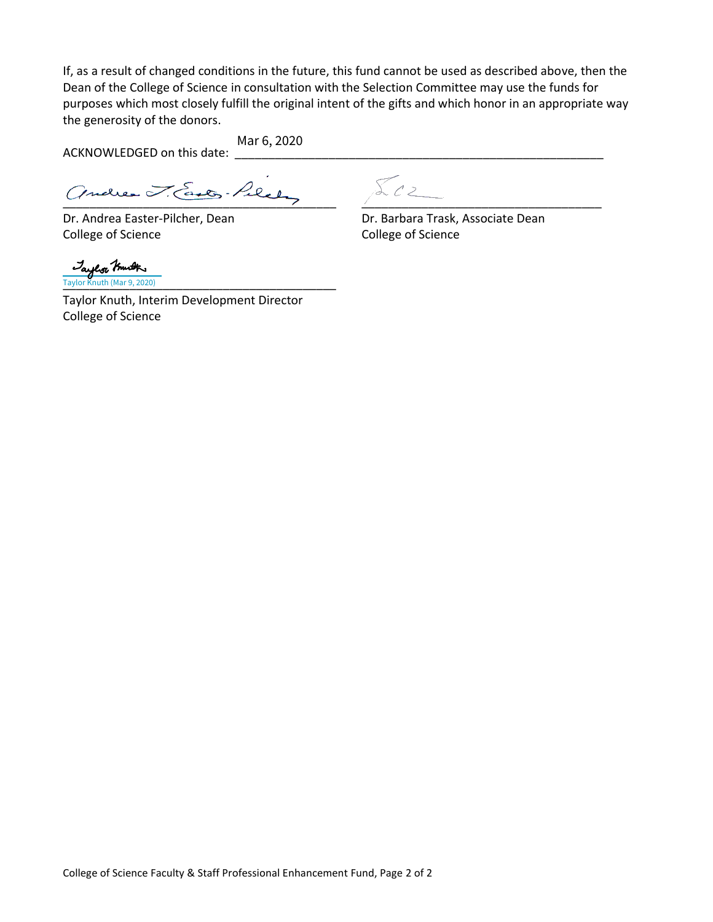If, as a result of changed conditions in the future, this fund cannot be used as described above, then the Dean of the College of Science in consultation with the Selection Committee may use the funds for purposes which most closely fulfill the original intent of the gifts and which honor in an appropriate way the generosity of the donors.

ACKNOWLEDGED on this date: Mar 6, 2020

Dr. Andrea Easter-Pilcher, Dean
College of Science

Dr. Barbara Trask, Associate Dean
College of Science

Taylor Knuth (Mar 9, 2020)

Taylor Knuth, Interim Development Director
College of Science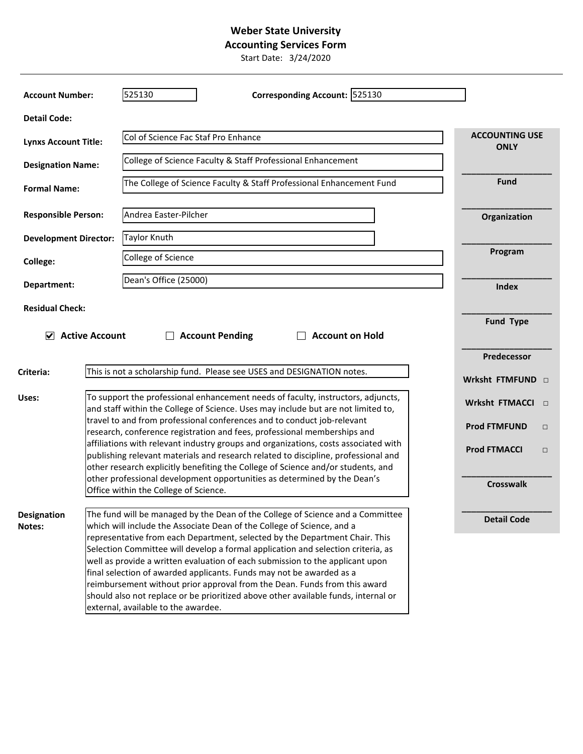# Weber State University

## Accounting Services Form

Start Date: 3/24/2020

**Account Number:** 525130 **Corresponding Account:** 525130

**Detail Code:**

**Lynxs Account Title:** Col of Science Fac Staf Pro Enhance

**Designation Name:** College of Science Faculty & Staff Professional Enhancement

**Formal Name:** The College of Science Faculty & Staff Professional Enhancement Fund

**Responsible Person:** Andrea Easter-Pilcher

**Development Director:** Taylor Knuth

**College:** College of Science

**Department:** Dean's Office (25000)

**Residual Check:**

☑ **Active Account** ☐ **Account Pending** ☐ **Account on Hold**

**Criteria:** This is not a scholarship fund. Please see USES and DESIGNATION notes.

**Uses:** To support the professional enhancement needs of faculty, instructors, adjuncts, and staff within the College of Science. Uses may include but are not limited to, travel to and from professional conferences and to conduct job-relevant research, conference registration and fees, professional memberships and affiliations with relevant industry groups and organizations, costs associated with publishing relevant materials and research related to discipline, professional and other research explicitly benefiting the College of Science and/or students, and other professional development opportunities as determined by the Dean's Office within the College of Science.

**Designation Notes:** The fund will be managed by the Dean of the College of Science and a Committee which will include the Associate Dean of the College of Science, and a representative from each Department, selected by the Department Chair. This Selection Committee will develop a formal application and selection criteria, as well as provide a written evaluation of each submission to the applicant upon final selection of awarded applicants. Funds may not be awarded as a reimbursement without prior approval from the Dean. Funds from this award should also not replace or be prioritized above other available funds, internal or external, available to the awardee.

**ACCOUNTING USE ONLY**

___________________ **Fund**

___________________ **Organization**

___________________ **Program**

___________________ **Index**

___________________ **Fund Type**

___________________ **Predecessor**

**Wrksht FTMFUND** ☐

**Wrksht FTMACCI** ☐

**Prod FTMFUND** ☐

**Prod FTMACCI** ☐

___________________ **Crosswalk**

___________________ **Detail Code**